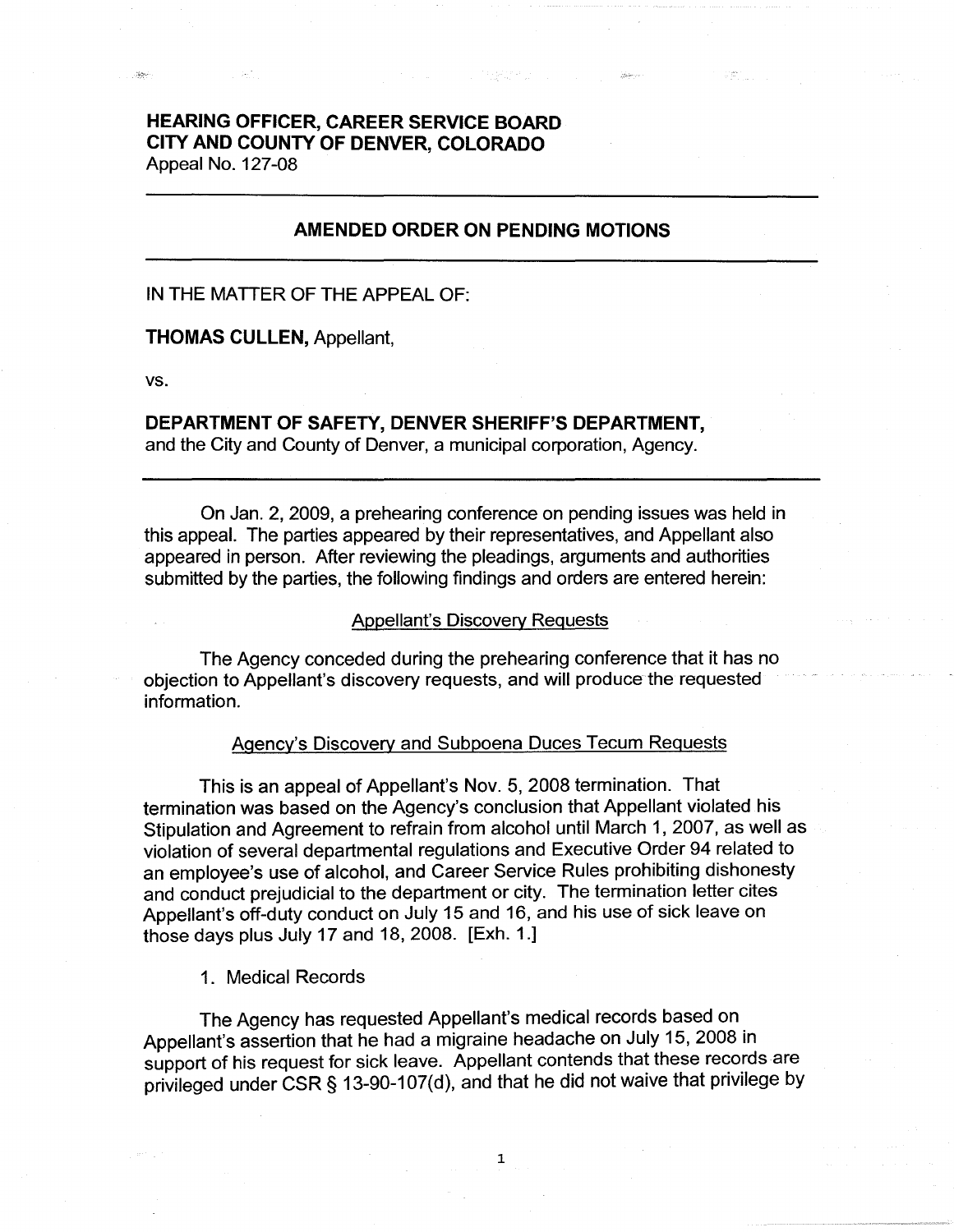**HEARING OFFICER, CAREER SERVICE BOARD**
**CITY AND COUNTY OF DENVER, COLORADO**
Appeal No. 127-08

---

## AMENDED ORDER ON PENDING MOTIONS

---

IN THE MATTER OF THE APPEAL OF:

**THOMAS CULLEN,** Appellant,

vs.

**DEPARTMENT OF SAFETY, DENVER SHERIFF'S DEPARTMENT,**
and the City and County of Denver, a municipal corporation, Agency.

---

On Jan. 2, 2009, a prehearing conference on pending issues was held in this appeal. The parties appeared by their representatives, and Appellant also appeared in person. After reviewing the pleadings, arguments and authorities submitted by the parties, the following findings and orders are entered herein:

<u>Appellant's Discovery Requests</u>

The Agency conceded during the prehearing conference that it has no objection to Appellant's discovery requests, and will produce the requested information.

<u>Agency's Discovery and Subpoena Duces Tecum Requests</u>

This is an appeal of Appellant's Nov. 5, 2008 termination. That termination was based on the Agency's conclusion that Appellant violated his Stipulation and Agreement to refrain from alcohol until March 1, 2007, as well as violation of several departmental regulations and Executive Order 94 related to an employee's use of alcohol, and Career Service Rules prohibiting dishonesty and conduct prejudicial to the department or city. The termination letter cites Appellant's off-duty conduct on July 15 and 16, and his use of sick leave on those days plus July 17 and 18, 2008. [Exh. 1.]

1. Medical Records

The Agency has requested Appellant's medical records based on Appellant's assertion that he had a migraine headache on July 15, 2008 in support of his request for sick leave. Appellant contends that these records are privileged under CSR § 13-90-107(d), and that he did not waive that privilege by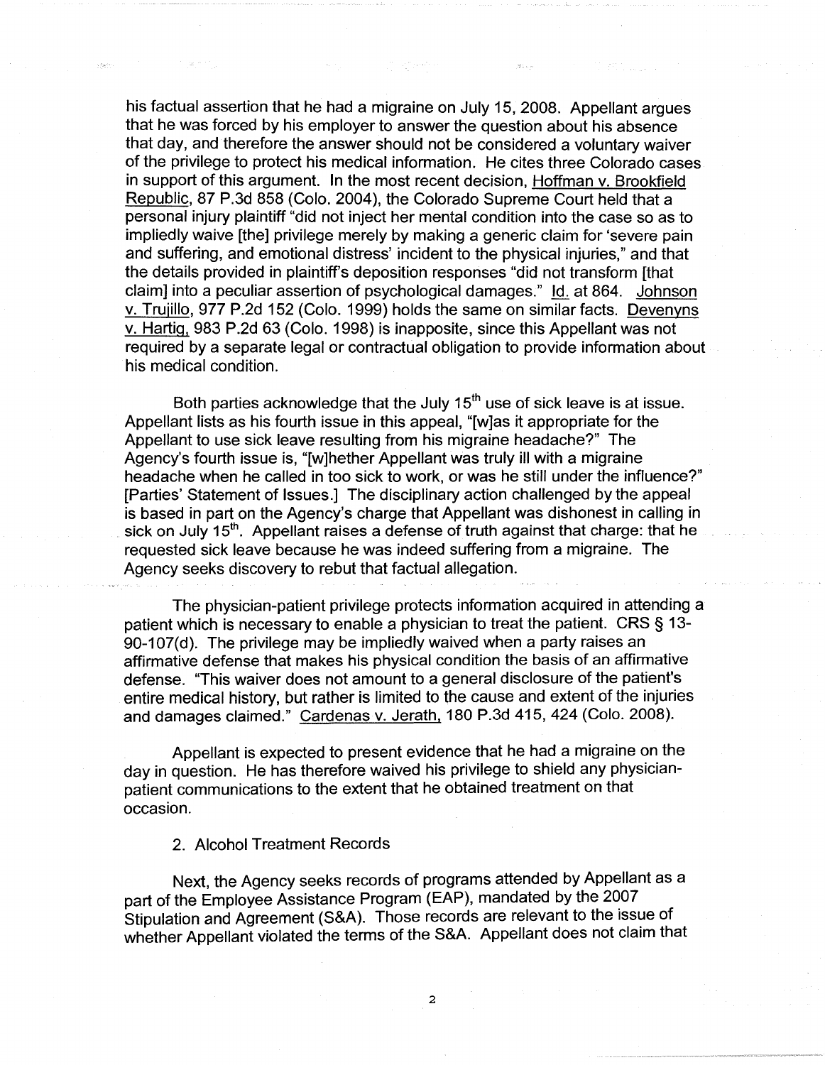his factual assertion that he had a migraine on July 15, 2008. Appellant argues that he was forced by his employer to answer the question about his absence that day, and therefore the answer should not be considered a voluntary waiver of the privilege to protect his medical information. He cites three Colorado cases in support of this argument. In the most recent decision, Hoffman v. Brookfield Republic, 87 P.3d 858 (Colo. 2004), the Colorado Supreme Court held that a personal injury plaintiff "did not inject her mental condition into the case so as to impliedly waive [the] privilege merely by making a generic claim for 'severe pain and suffering, and emotional distress' incident to the physical injuries," and that the details provided in plaintiff's deposition responses "did not transform [that claim] into a peculiar assertion of psychological damages." Id. at 864. Johnson v. Trujillo, 977 P.2d 152 (Colo. 1999) holds the same on similar facts. Devenyns v. Hartig, 983 P.2d 63 (Colo. 1998) is inapposite, since this Appellant was not required by a separate legal or contractual obligation to provide information about his medical condition.

Both parties acknowledge that the July 15th use of sick leave is at issue. Appellant lists as his fourth issue in this appeal, "[w]as it appropriate for the Appellant to use sick leave resulting from his migraine headache?" The Agency's fourth issue is, "[w]hether Appellant was truly ill with a migraine headache when he called in too sick to work, or was he still under the influence?" [Parties' Statement of Issues.] The disciplinary action challenged by the appeal is based in part on the Agency's charge that Appellant was dishonest in calling in sick on July 15th. Appellant raises a defense of truth against that charge: that he requested sick leave because he was indeed suffering from a migraine. The Agency seeks discovery to rebut that factual allegation.

The physician-patient privilege protects information acquired in attending a patient which is necessary to enable a physician to treat the patient. CRS § 13-90-107(d). The privilege may be impliedly waived when a party raises an affirmative defense that makes his physical condition the basis of an affirmative defense. "This waiver does not amount to a general disclosure of the patient's entire medical history, but rather is limited to the cause and extent of the injuries and damages claimed." Cardenas v. Jerath, 180 P.3d 415, 424 (Colo. 2008).

Appellant is expected to present evidence that he had a migraine on the day in question. He has therefore waived his privilege to shield any physician-patient communications to the extent that he obtained treatment on that occasion.

2. Alcohol Treatment Records

Next, the Agency seeks records of programs attended by Appellant as a part of the Employee Assistance Program (EAP), mandated by the 2007 Stipulation and Agreement (S&A). Those records are relevant to the issue of whether Appellant violated the terms of the S&A. Appellant does not claim that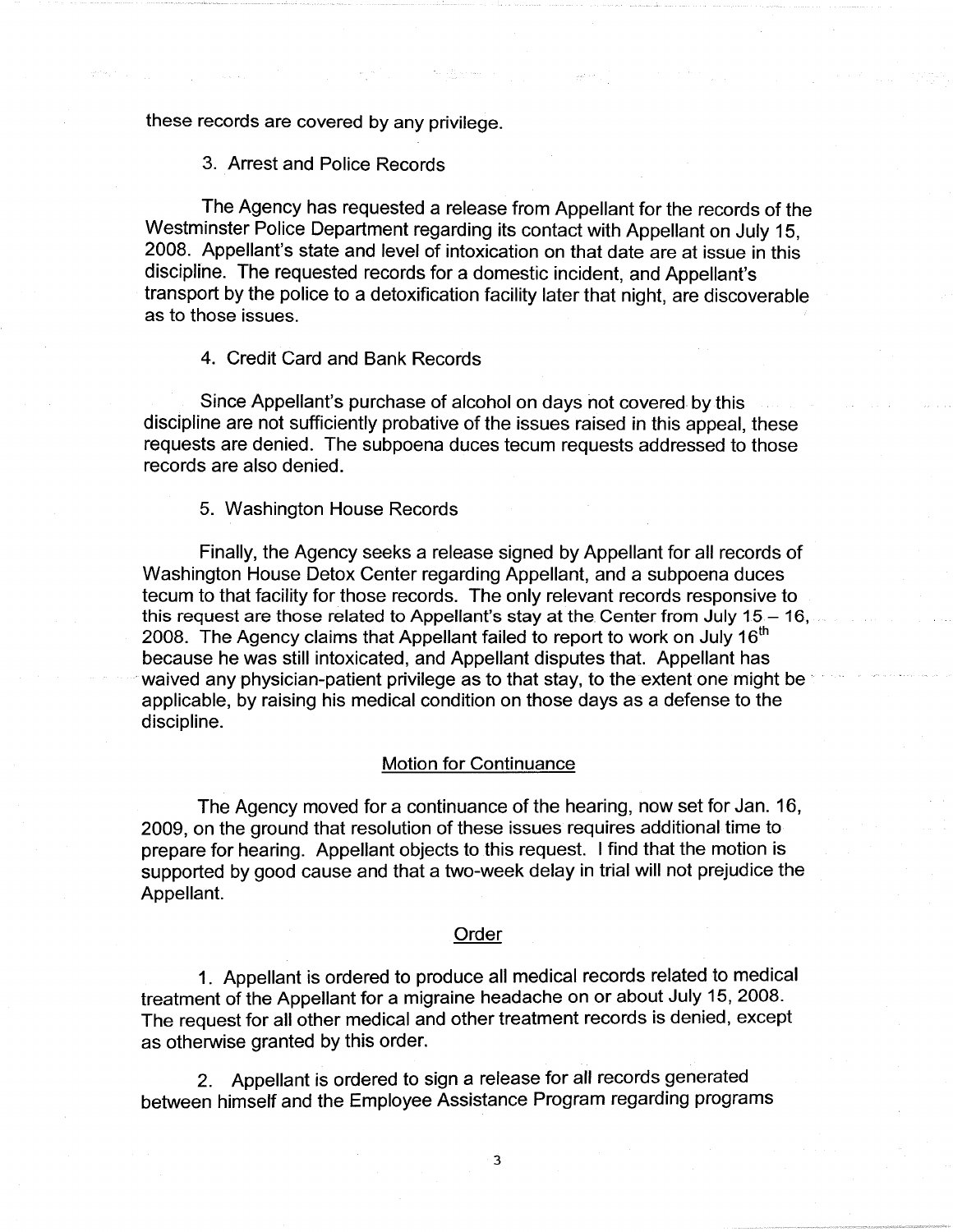these records are covered by any privilege.

3. Arrest and Police Records

The Agency has requested a release from Appellant for the records of the Westminster Police Department regarding its contact with Appellant on July 15, 2008. Appellant's state and level of intoxication on that date are at issue in this discipline. The requested records for a domestic incident, and Appellant's transport by the police to a detoxification facility later that night, are discoverable as to those issues.

4. Credit Card and Bank Records

Since Appellant's purchase of alcohol on days not covered by this discipline are not sufficiently probative of the issues raised in this appeal, these requests are denied. The subpoena duces tecum requests addressed to those records are also denied.

5. Washington House Records

Finally, the Agency seeks a release signed by Appellant for all records of Washington House Detox Center regarding Appellant, and a subpoena duces tecum to that facility for those records. The only relevant records responsive to this request are those related to Appellant's stay at the Center from July 15 – 16, 2008. The Agency claims that Appellant failed to report to work on July 16th because he was still intoxicated, and Appellant disputes that. Appellant has waived any physician-patient privilege as to that stay, to the extent one might be applicable, by raising his medical condition on those days as a defense to the discipline.

## Motion for Continuance

The Agency moved for a continuance of the hearing, now set for Jan. 16, 2009, on the ground that resolution of these issues requires additional time to prepare for hearing. Appellant objects to this request. I find that the motion is supported by good cause and that a two-week delay in trial will not prejudice the Appellant.

## Order

1. Appellant is ordered to produce all medical records related to medical treatment of the Appellant for a migraine headache on or about July 15, 2008. The request for all other medical and other treatment records is denied, except as otherwise granted by this order.

2. Appellant is ordered to sign a release for all records generated between himself and the Employee Assistance Program regarding programs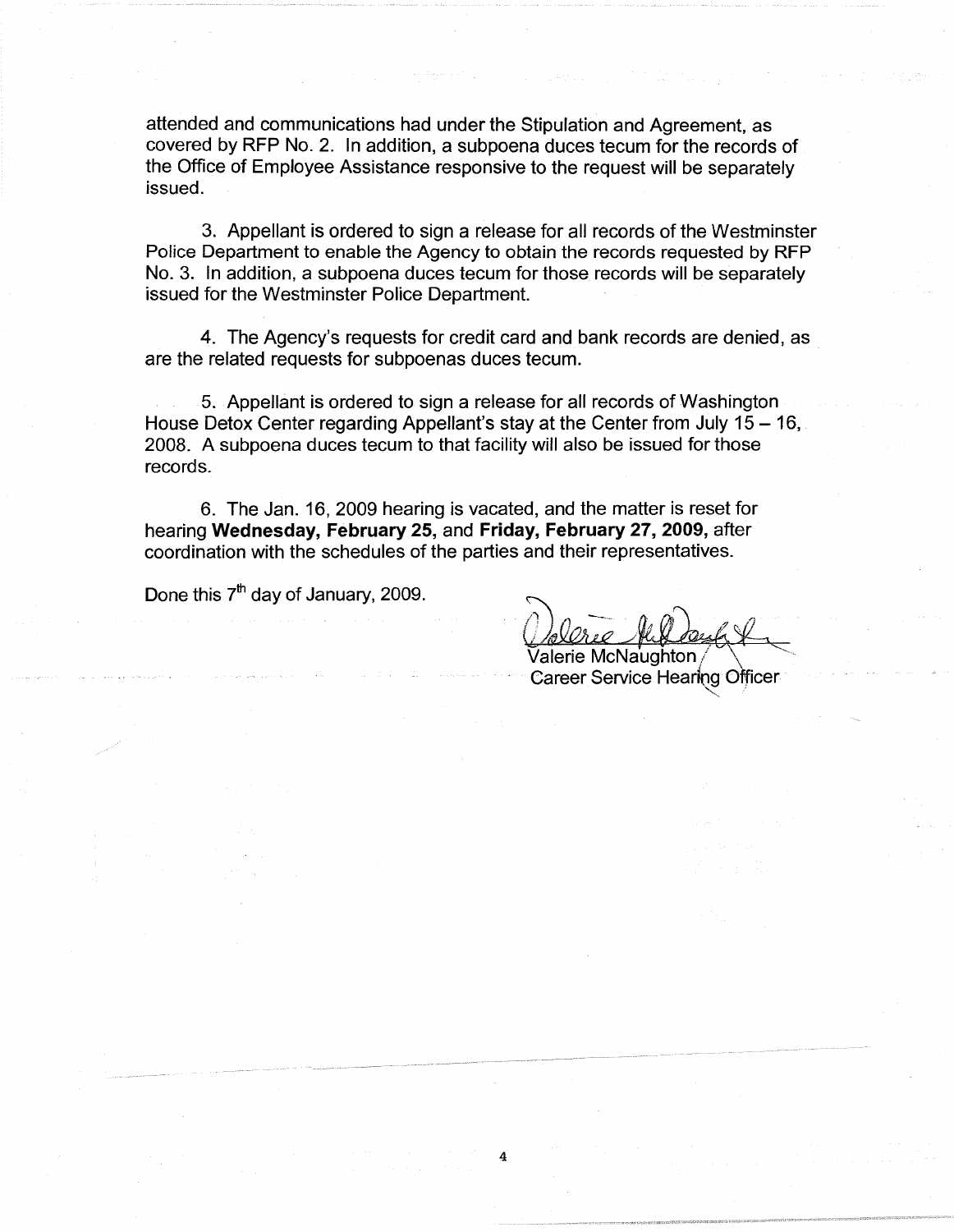attended and communications had under the Stipulation and Agreement, as covered by RFP No. 2. In addition, a subpoena duces tecum for the records of the Office of Employee Assistance responsive to the request will be separately issued.

3. Appellant is ordered to sign a release for all records of the Westminster Police Department to enable the Agency to obtain the records requested by RFP No. 3. In addition, a subpoena duces tecum for those records will be separately issued for the Westminster Police Department.

4. The Agency's requests for credit card and bank records are denied, as are the related requests for subpoenas duces tecum.

5. Appellant is ordered to sign a release for all records of Washington House Detox Center regarding Appellant's stay at the Center from July 15 – 16, 2008. A subpoena duces tecum to that facility will also be issued for those records.

6. The Jan. 16, 2009 hearing is vacated, and the matter is reset for hearing **Wednesday, February 25,** and **Friday, February 27, 2009,** after coordination with the schedules of the parties and their representatives.

Done this 7th day of January, 2009.

Valerie McNaughton
Career Service Hearing Officer